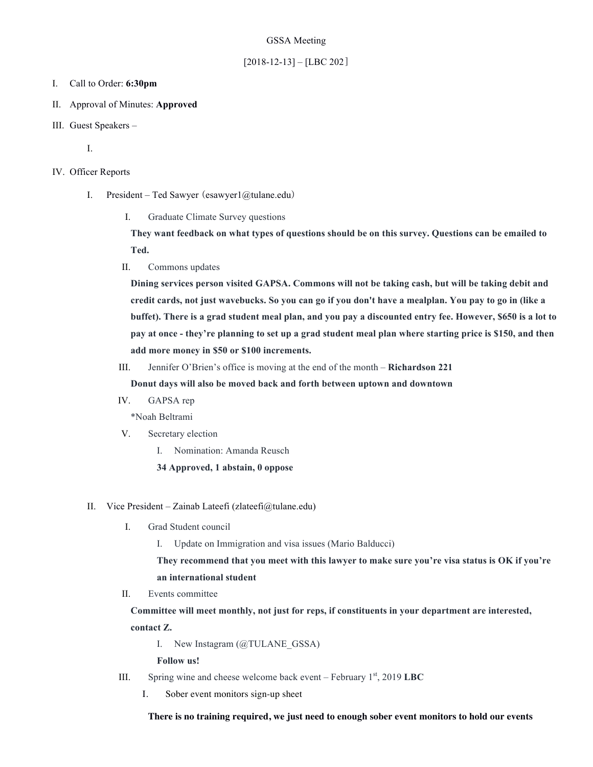GSSA Meeting

[2018-12-13] – [LBC 202]

I. Call to Order: **6:30pm**

II. Approval of Minutes: **Approved**

III. Guest Speakers –

   I.

IV. Officer Reports

   I. President – Ted Sawyer (esawyer1@tulane.edu)

      I. Graduate Climate Survey questions

      **They want feedback on what types of questions should be on this survey. Questions can be emailed to Ted.**

      II. Commons updates

      **Dining services person visited GAPSA. Commons will not be taking cash, but will be taking debit and credit cards, not just wavebucks. So you can go if you don't have a mealplan. You pay to go in (like a buffet). There is a grad student meal plan, and you pay a discounted entry fee. However, $650 is a lot to pay at once - they're planning to set up a grad student meal plan where starting price is $150, and then add more money in $50 or $100 increments.**

      III. Jennifer O'Brien's office is moving at the end of the month – **Richardson 221**

      **Donut days will also be moved back and forth between uptown and downtown**

      IV. GAPSA rep

      *Noah Beltrami

      V. Secretary election

         I. Nomination: Amanda Reusch

         **34 Approved, 1 abstain, 0 oppose**

   II. Vice President – Zainab Lateefi (zlateefi@tulane.edu)

      I. Grad Student council

         I. Update on Immigration and visa issues (Mario Balducci)

         **They recommend that you meet with this lawyer to make sure you're visa status is OK if you're an international student**

      II. Events committee

      **Committee will meet monthly, not just for reps, if constituents in your department are interested, contact Z.**

         I. New Instagram (@TULANE_GSSA)

         **Follow us!**

      III. Spring wine and cheese welcome back event – February 1st, 2019 **LBC**

         I. Sober event monitors sign-up sheet

         **There is no training required, we just need to enough sober event monitors to hold our events**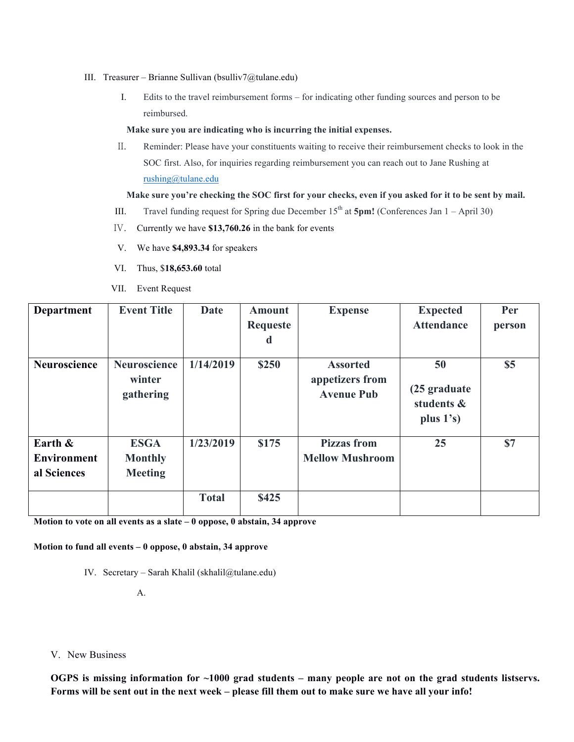III. Treasurer – Brianne Sullivan (bsulliv7@tulane.edu)

I. Edits to the travel reimbursement forms – for indicating other funding sources and person to be reimbursed.

**Make sure you are indicating who is incurring the initial expenses.**

II. Reminder: Please have your constituents waiting to receive their reimbursement checks to look in the SOC first. Also, for inquiries regarding reimbursement you can reach out to Jane Rushing at rushing@tulane.edu

**Make sure you're checking the SOC first for your checks, even if you asked for it to be sent by mail.**

III. Travel funding request for Spring due December 15th at **5pm!** (Conferences Jan 1 – April 30)

IV. Currently we have **$13,760.26** in the bank for events

V. We have **$4,893.34** for speakers

VI. Thus, $**18,653.60** total

VII. Event Request

| Department | Event Title | Date | Amount Requested | Expense | Expected Attendance | Per person |
|---|---|---|---|---|---|---|
| **Neuroscience** | **Neuroscience winter gathering** | **1/14/2019** | **$250** | **Assorted appetizers from Avenue Pub** | **50 (25 graduate students & plus 1's)** | **$5** |
| **Earth & Environmental Sciences** | **ESGA Monthly Meeting** | **1/23/2019** | **$175** | **Pizzas from Mellow Mushroom** | **25** | **$7** |
| | | **Total** | **$425** | | | |

**Motion to vote on all events as a slate – 0 oppose, 0 abstain, 34 approve**

**Motion to fund all events – 0 oppose, 0 abstain, 34 approve**

IV. Secretary – Sarah Khalil (skhalil@tulane.edu)

A.

V. New Business

**OGPS is missing information for ~1000 grad students – many people are not on the grad students listservs. Forms will be sent out in the next week – please fill them out to make sure we have all your info!**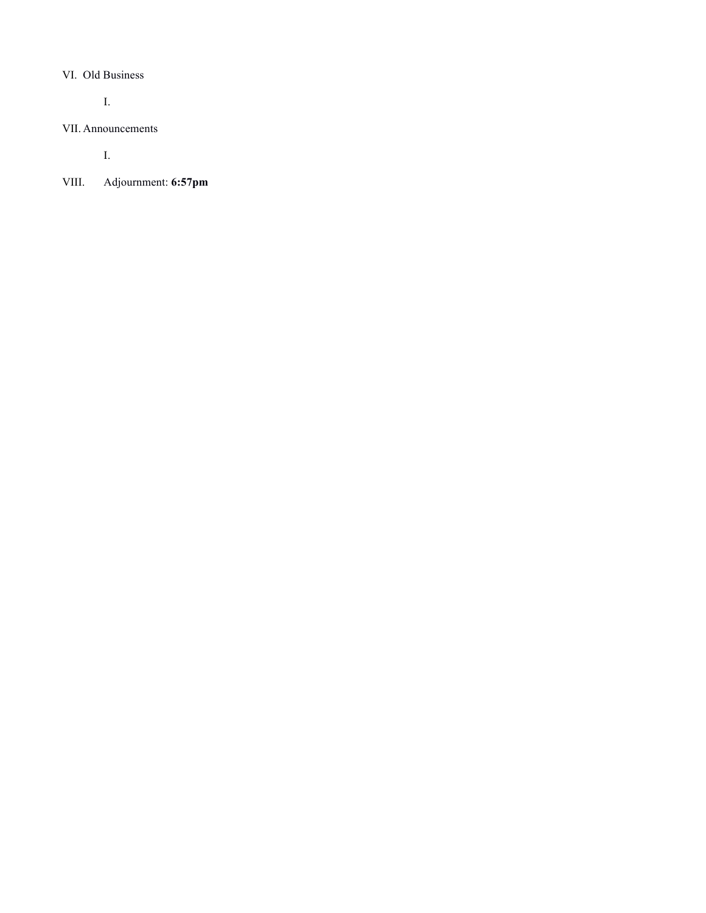VI. Old Business

I.

VII. Announcements

I.

VIII. Adjournment: **6:57pm**